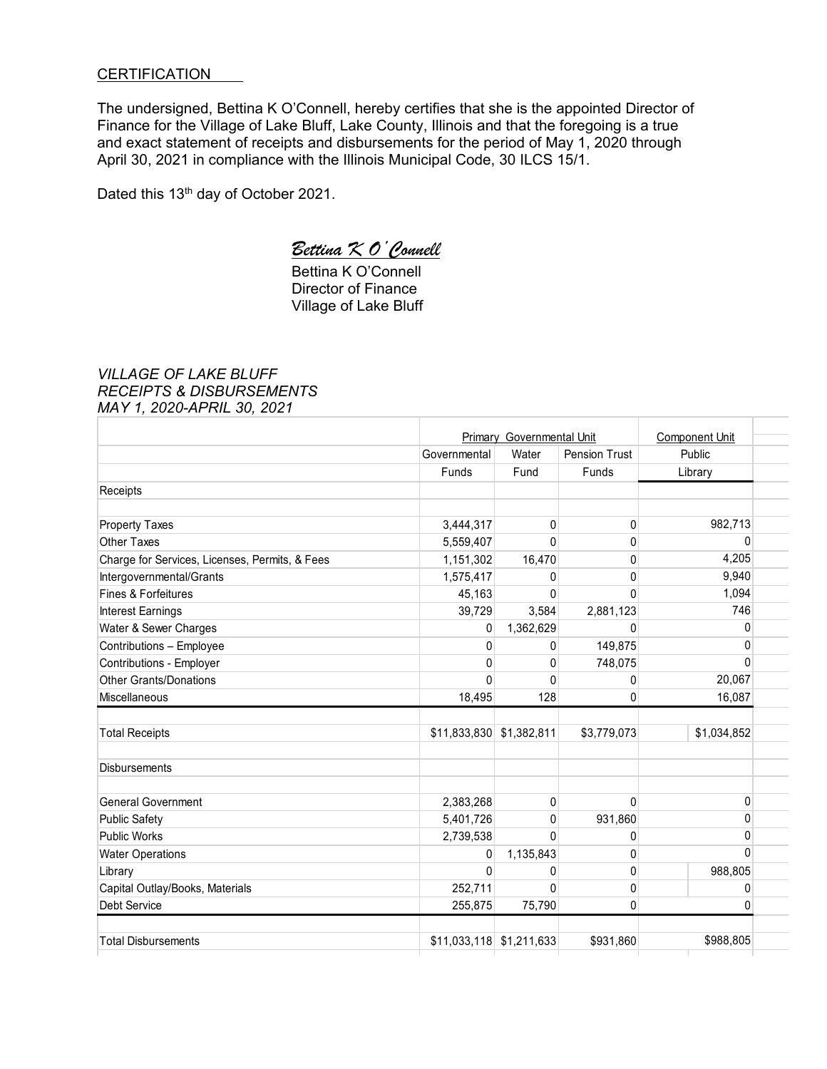CERTIFICATION

The undersigned, Bettina K O'Connell, hereby certifies that she is the appointed Director of Finance for the Village of Lake Bluff, Lake County, Illinois and that the foregoing is a true and exact statement of receipts and disbursements for the period of May 1, 2020 through April 30, 2021 in compliance with the Illinois Municipal Code, 30 ILCS 15/1.

Dated this 13th day of October 2021.

*Bettina K O'Connell*

Bettina K O'Connell
Director of Finance
Village of Lake Bluff

*VILLAGE OF LAKE BLUFF*
*RECEIPTS & DISBURSEMENTS*
*MAY 1, 2020-APRIL 30, 2021*

| | Primary Governmental Unit | | | Component Unit |
|---|---|---|---|---|
| | Governmental Funds | Water Fund | Pension Trust Funds | Public Library |
| Receipts | | | | |
| Property Taxes | 3,444,317 | 0 | 0 | 982,713 |
| Other Taxes | 5,559,407 | 0 | 0 | 0 |
| Charge for Services, Licenses, Permits, & Fees | 1,151,302 | 16,470 | 0 | 4,205 |
| Intergovernmental/Grants | 1,575,417 | 0 | 0 | 9,940 |
| Fines & Forfeitures | 45,163 | 0 | 0 | 1,094 |
| Interest Earnings | 39,729 | 3,584 | 2,881,123 | 746 |
| Water & Sewer Charges | 0 | 1,362,629 | 0 | 0 |
| Contributions – Employee | 0 | 0 | 149,875 | 0 |
| Contributions - Employer | 0 | 0 | 748,075 | 0 |
| Other Grants/Donations | 0 | 0 | 0 | 20,067 |
| Miscellaneous | 18,495 | 128 | 0 | 16,087 |
| Total Receipts | $11,833,830 | $1,382,811 | $3,779,073 | $1,034,852 |
| Disbursements | | | | |
| General Government | 2,383,268 | 0 | 0 | 0 |
| Public Safety | 5,401,726 | 0 | 931,860 | 0 |
| Public Works | 2,739,538 | 0 | 0 | 0 |
| Water Operations | 0 | 1,135,843 | 0 | 0 |
| Library | 0 | 0 | 0 | 988,805 |
| Capital Outlay/Books, Materials | 252,711 | 0 | 0 | 0 |
| Debt Service | 255,875 | 75,790 | 0 | 0 |
| Total Disbursements | $11,033,118 | $1,211,633 | $931,860 | $988,805 |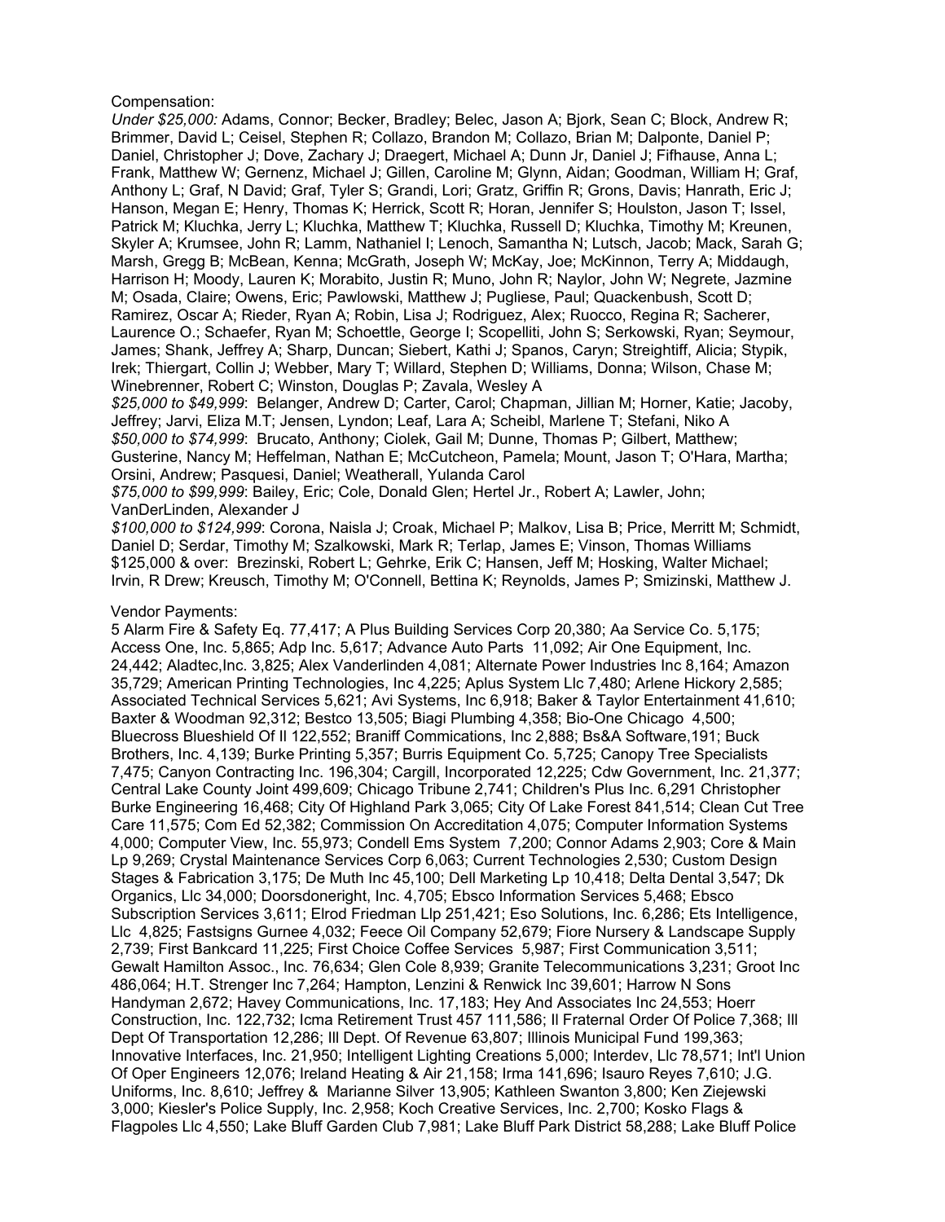Compensation:

*Under $25,000:* Adams, Connor; Becker, Bradley; Belec, Jason A; Bjork, Sean C; Block, Andrew R; Brimmer, David L; Ceisel, Stephen R; Collazo, Brandon M; Collazo, Brian M; Dalponte, Daniel P; Daniel, Christopher J; Dove, Zachary J; Draegert, Michael A; Dunn Jr, Daniel J; Fifhause, Anna L; Frank, Matthew W; Gernenz, Michael J; Gillen, Caroline M; Glynn, Aidan; Goodman, William H; Graf, Anthony L; Graf, N David; Graf, Tyler S; Grandi, Lori; Gratz, Griffin R; Grons, Davis; Hanrath, Eric J; Hanson, Megan E; Henry, Thomas K; Herrick, Scott R; Horan, Jennifer S; Houlston, Jason T; Issel, Patrick M; Kluchka, Jerry L; Kluchka, Matthew T; Kluchka, Russell D; Kluchka, Timothy M; Kreunen, Skyler A; Krumsee, John R; Lamm, Nathaniel I; Lenoch, Samantha N; Lutsch, Jacob; Mack, Sarah G; Marsh, Gregg B; McBean, Kenna; McGrath, Joseph W; McKay, Joe; McKinnon, Terry A; Middaugh, Harrison H; Moody, Lauren K; Morabito, Justin R; Muno, John R; Naylor, John W; Negrete, Jazmine M; Osada, Claire; Owens, Eric; Pawlowski, Matthew J; Pugliese, Paul; Quackenbush, Scott D; Ramirez, Oscar A; Rieder, Ryan A; Robin, Lisa J; Rodriguez, Alex; Ruocco, Regina R; Sacherer, Laurence O.; Schaefer, Ryan M; Schoettle, George I; Scopelliti, John S; Serkowski, Ryan; Seymour, James; Shank, Jeffrey A; Sharp, Duncan; Siebert, Kathi J; Spanos, Caryn; Streightiff, Alicia; Stypik, Irek; Thiergart, Collin J; Webber, Mary T; Willard, Stephen D; Williams, Donna; Wilson, Chase M; Winebrenner, Robert C; Winston, Douglas P; Zavala, Wesley A

*$25,000 to $49,999*: Belanger, Andrew D; Carter, Carol; Chapman, Jillian M; Horner, Katie; Jacoby, Jeffrey; Jarvi, Eliza M.T; Jensen, Lyndon; Leaf, Lara A; Scheibl, Marlene T; Stefani, Niko A

*$50,000 to $74,999*: Brucato, Anthony; Ciolek, Gail M; Dunne, Thomas P; Gilbert, Matthew; Gusterine, Nancy M; Heffelman, Nathan E; McCutcheon, Pamela; Mount, Jason T; O'Hara, Martha; Orsini, Andrew; Pasquesi, Daniel; Weatherall, Yulanda Carol

*$75,000 to $99,999*: Bailey, Eric; Cole, Donald Glen; Hertel Jr., Robert A; Lawler, John; VanDerLinden, Alexander J

*$100,000 to $124,999*: Corona, Naisla J; Croak, Michael P; Malkov, Lisa B; Price, Merritt M; Schmidt, Daniel D; Serdar, Timothy M; Szalkowski, Mark R; Terlap, James E; Vinson, Thomas Williams

$125,000 & over: Brezinski, Robert L; Gehrke, Erik C; Hansen, Jeff M; Hosking, Walter Michael; Irvin, R Drew; Kreusch, Timothy M; O'Connell, Bettina K; Reynolds, James P; Smizinski, Matthew J.

Vendor Payments:

5 Alarm Fire & Safety Eq. 77,417; A Plus Building Services Corp 20,380; Aa Service Co. 5,175; Access One, Inc. 5,865; Adp Inc. 5,617; Advance Auto Parts 11,092; Air One Equipment, Inc. 24,442; Aladtec,Inc. 3,825; Alex Vanderlinden 4,081; Alternate Power Industries Inc 8,164; Amazon 35,729; American Printing Technologies, Inc 4,225; Aplus System Llc 7,480; Arlene Hickory 2,585; Associated Technical Services 5,621; Avi Systems, Inc 6,918; Baker & Taylor Entertainment 41,610; Baxter & Woodman 92,312; Bestco 13,505; Biagi Plumbing 4,358; Bio-One Chicago 4,500; Bluecross Blueshield Of Il 122,552; Braniff Commications, Inc 2,888; Bs&A Software,191; Buck Brothers, Inc. 4,139; Burke Printing 5,357; Burris Equipment Co. 5,725; Canopy Tree Specialists 7,475; Canyon Contracting Inc. 196,304; Cargill, Incorporated 12,225; Cdw Government, Inc. 21,377; Central Lake County Joint 499,609; Chicago Tribune 2,741; Children's Plus Inc. 6,291 Christopher Burke Engineering 16,468; City Of Highland Park 3,065; City Of Lake Forest 841,514; Clean Cut Tree Care 11,575; Com Ed 52,382; Commission On Accreditation 4,075; Computer Information Systems 4,000; Computer View, Inc. 55,973; Condell Ems System 7,200; Connor Adams 2,903; Core & Main Lp 9,269; Crystal Maintenance Services Corp 6,063; Current Technologies 2,530; Custom Design Stages & Fabrication 3,175; De Muth Inc 45,100; Dell Marketing Lp 10,418; Delta Dental 3,547; Dk Organics, Llc 34,000; Doorsdoneright, Inc. 4,705; Ebsco Information Services 5,468; Ebsco Subscription Services 3,611; Elrod Friedman Llp 251,421; Eso Solutions, Inc. 6,286; Ets Intelligence, Llc 4,825; Fastsigns Gurnee 4,032; Feece Oil Company 52,679; Fiore Nursery & Landscape Supply 2,739; First Bankcard 11,225; First Choice Coffee Services 5,987; First Communication 3,511; Gewalt Hamilton Assoc., Inc. 76,634; Glen Cole 8,939; Granite Telecommunications 3,231; Groot Inc 486,064; H.T. Strenger Inc 7,264; Hampton, Lenzini & Renwick Inc 39,601; Harrow N Sons Handyman 2,672; Havey Communications, Inc. 17,183; Hey And Associates Inc 24,553; Hoerr Construction, Inc. 122,732; Icma Retirement Trust 457 111,586; Il Fraternal Order Of Police 7,368; Ill Dept Of Transportation 12,286; Ill Dept. Of Revenue 63,807; Illinois Municipal Fund 199,363; Innovative Interfaces, Inc. 21,950; Intelligent Lighting Creations 5,000; Interdev, Llc 78,571; Int'l Union Of Oper Engineers 12,076; Ireland Heating & Air 21,158; Irma 141,696; Isauro Reyes 7,610; J.G. Uniforms, Inc. 8,610; Jeffrey & Marianne Silver 13,905; Kathleen Swanton 3,800; Ken Ziejewski 3,000; Kiesler's Police Supply, Inc. 2,958; Koch Creative Services, Inc. 2,700; Kosko Flags & Flagpoles Llc 4,550; Lake Bluff Garden Club 7,981; Lake Bluff Park District 58,288; Lake Bluff Police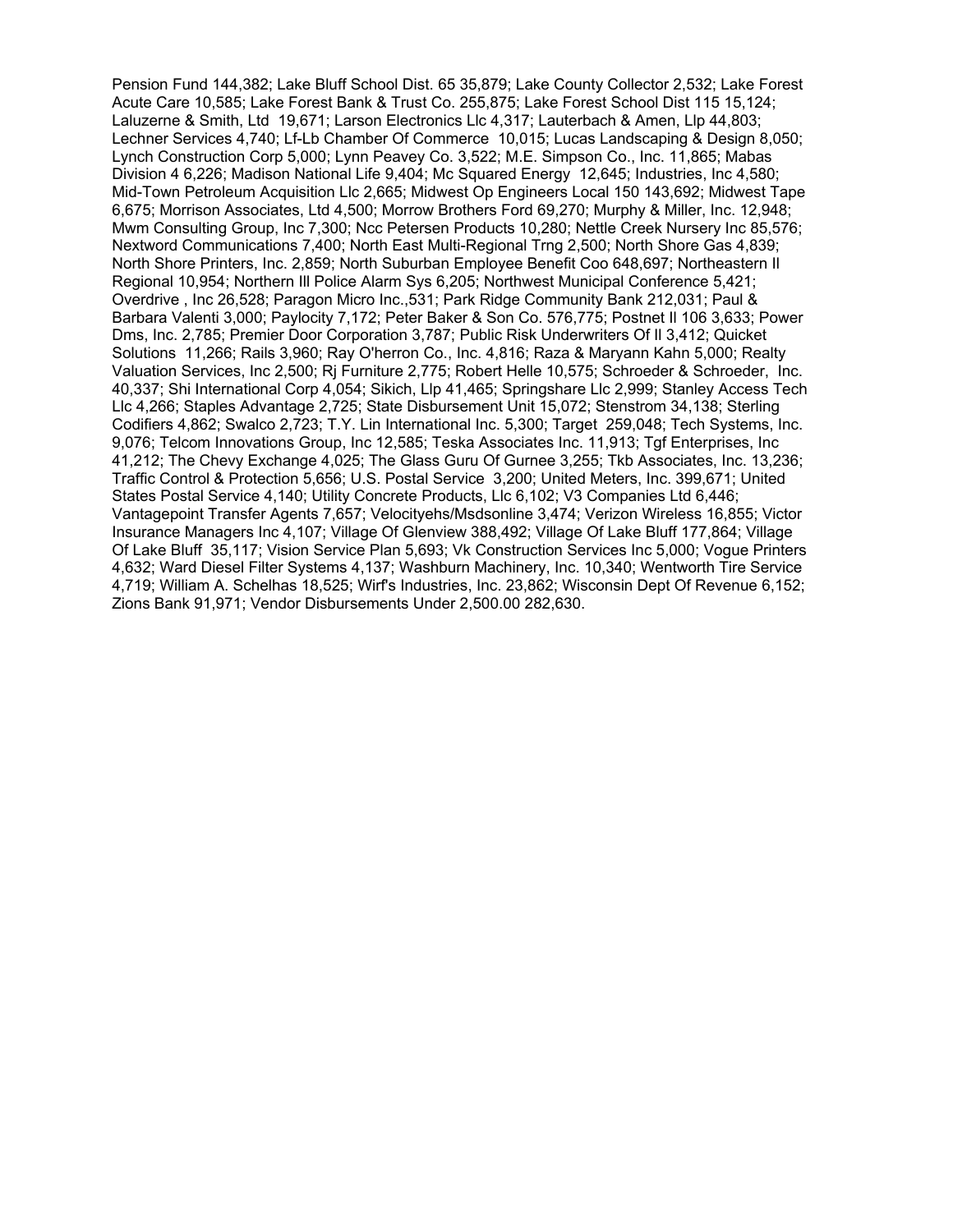Pension Fund 144,382; Lake Bluff School Dist. 65 35,879; Lake County Collector 2,532; Lake Forest Acute Care 10,585; Lake Forest Bank & Trust Co. 255,875; Lake Forest School Dist 115 15,124; Laluzerne & Smith, Ltd 19,671; Larson Electronics Llc 4,317; Lauterbach & Amen, Llp 44,803; Lechner Services 4,740; Lf-Lb Chamber Of Commerce 10,015; Lucas Landscaping & Design 8,050; Lynch Construction Corp 5,000; Lynn Peavey Co. 3,522; M.E. Simpson Co., Inc. 11,865; Mabas Division 4 6,226; Madison National Life 9,404; Mc Squared Energy 12,645; Industries, Inc 4,580; Mid-Town Petroleum Acquisition Llc 2,665; Midwest Op Engineers Local 150 143,692; Midwest Tape 6,675; Morrison Associates, Ltd 4,500; Morrow Brothers Ford 69,270; Murphy & Miller, Inc. 12,948; Mwm Consulting Group, Inc 7,300; Ncc Petersen Products 10,280; Nettle Creek Nursery Inc 85,576; Nextword Communications 7,400; North East Multi-Regional Trng 2,500; North Shore Gas 4,839; North Shore Printers, Inc. 2,859; North Suburban Employee Benefit Coo 648,697; Northeastern Il Regional 10,954; Northern Ill Police Alarm Sys 6,205; Northwest Municipal Conference 5,421; Overdrive , Inc 26,528; Paragon Micro Inc.,531; Park Ridge Community Bank 212,031; Paul & Barbara Valenti 3,000; Paylocity 7,172; Peter Baker & Son Co. 576,775; Postnet Il 106 3,633; Power Dms, Inc. 2,785; Premier Door Corporation 3,787; Public Risk Underwriters Of Il 3,412; Quicket Solutions 11,266; Rails 3,960; Ray O'herron Co., Inc. 4,816; Raza & Maryann Kahn 5,000; Realty Valuation Services, Inc 2,500; Rj Furniture 2,775; Robert Helle 10,575; Schroeder & Schroeder, Inc. 40,337; Shi International Corp 4,054; Sikich, Llp 41,465; Springshare Llc 2,999; Stanley Access Tech Llc 4,266; Staples Advantage 2,725; State Disbursement Unit 15,072; Stenstrom 34,138; Sterling Codifiers 4,862; Swalco 2,723; T.Y. Lin International Inc. 5,300; Target 259,048; Tech Systems, Inc. 9,076; Telcom Innovations Group, Inc 12,585; Teska Associates Inc. 11,913; Tgf Enterprises, Inc 41,212; The Chevy Exchange 4,025; The Glass Guru Of Gurnee 3,255; Tkb Associates, Inc. 13,236; Traffic Control & Protection 5,656; U.S. Postal Service 3,200; United Meters, Inc. 399,671; United States Postal Service 4,140; Utility Concrete Products, Llc 6,102; V3 Companies Ltd 6,446; Vantagepoint Transfer Agents 7,657; Velocityehs/Msdsonline 3,474; Verizon Wireless 16,855; Victor Insurance Managers Inc 4,107; Village Of Glenview 388,492; Village Of Lake Bluff 177,864; Village Of Lake Bluff 35,117; Vision Service Plan 5,693; Vk Construction Services Inc 5,000; Vogue Printers 4,632; Ward Diesel Filter Systems 4,137; Washburn Machinery, Inc. 10,340; Wentworth Tire Service 4,719; William A. Schelhas 18,525; Wirf's Industries, Inc. 23,862; Wisconsin Dept Of Revenue 6,152; Zions Bank 91,971; Vendor Disbursements Under 2,500.00 282,630.